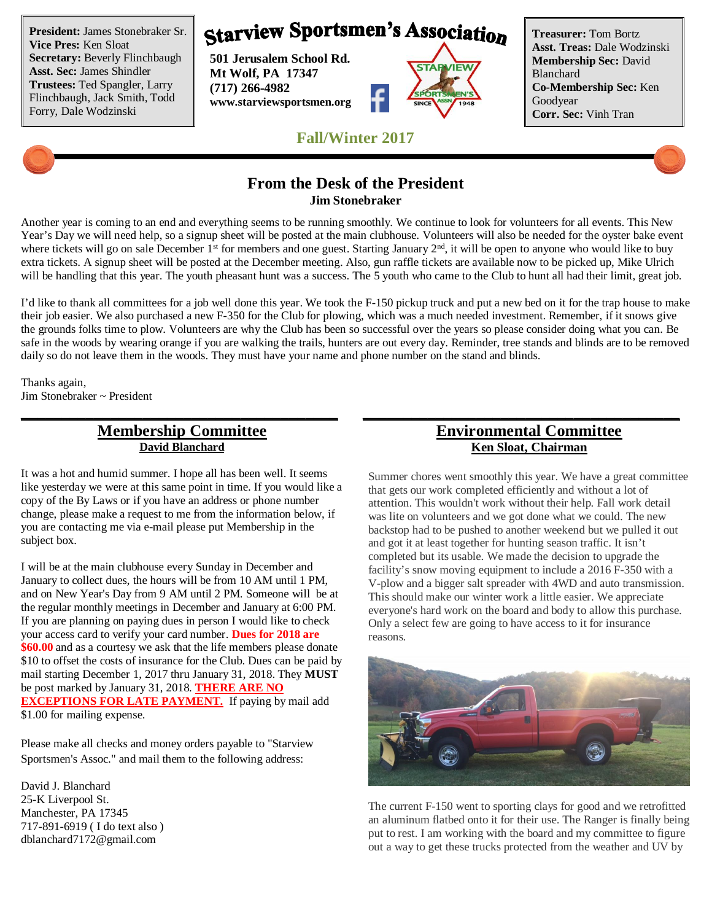**President:** James Stonebraker Sr.
**Vice Pres:** Ken Sloat
**Secretary:** Beverly Flinchbaugh
**Asst. Sec:** James Shindler
**Trustees:** Ted Spangler, Larry Flinchbaugh, Jack Smith, Todd Forry, Dale Wodzinski

# Starview Sportsmen's Association

**501 Jerusalem School Rd.**
**Mt Wolf, PA 17347**
**(717) 266-4982**
**www.starviewsportsmen.org**

**Treasurer:** Tom Bortz
**Asst. Treas:** Dale Wodzinski
**Membership Sec:** David Blanchard
**Co-Membership Sec:** Ken Goodyear
**Corr. Sec:** Vinh Tran

## Fall/Winter 2017

## From the Desk of the President

**Jim Stonebraker**

Another year is coming to an end and everything seems to be running smoothly. We continue to look for volunteers for all events. This New Year's Day we will need help, so a signup sheet will be posted at the main clubhouse. Volunteers will also be needed for the oyster bake event where tickets will go on sale December 1st for members and one guest. Starting January 2nd, it will be open to anyone who would like to buy extra tickets. A signup sheet will be posted at the December meeting. Also, gun raffle tickets are available now to be picked up, Mike Ulrich will be handling that this year. The youth pheasant hunt was a success. The 5 youth who came to the Club to hunt all had their limit, great job.

I'd like to thank all committees for a job well done this year. We took the F-150 pickup truck and put a new bed on it for the trap house to make their job easier. We also purchased a new F-350 for the Club for plowing, which was a much needed investment. Remember, if it snows give the grounds folks time to plow. Volunteers are why the Club has been so successful over the years so please consider doing what you can. Be safe in the woods by wearing orange if you are walking the trails, hunters are out every day. Reminder, tree stands and blinds are to be removed daily so do not leave them in the woods. They must have your name and phone number on the stand and blinds.

Thanks again,
Jim Stonebraker ~ President

## Membership Committee

**David Blanchard**

It was a hot and humid summer. I hope all has been well. It seems like yesterday we were at this same point in time. If you would like a copy of the By Laws or if you have an address or phone number change, please make a request to me from the information below, if you are contacting me via e-mail please put Membership in the subject box.

I will be at the main clubhouse every Sunday in December and January to collect dues, the hours will be from 10 AM until 1 PM, and on New Year's Day from 9 AM until 2 PM. Someone will be at the regular monthly meetings in December and January at 6:00 PM. If you are planning on paying dues in person I would like to check your access card to verify your card number. **Dues for 2018 are $60.00** and as a courtesy we ask that the life members please donate $10 to offset the costs of insurance for the Club. Dues can be paid by mail starting December 1, 2017 thru January 31, 2018. They **MUST** be post marked by January 31, 2018. **THERE ARE NO EXCEPTIONS FOR LATE PAYMENT.** If paying by mail add $1.00 for mailing expense.

Please make all checks and money orders payable to "Starview Sportsmen's Assoc." and mail them to the following address:

David J. Blanchard
25-K Liverpool St.
Manchester, PA 17345
717-891-6919 ( I do text also )
dblanchard7172@gmail.com

## Environmental Committee

**Ken Sloat, Chairman**

Summer chores went smoothly this year. We have a great committee that gets our work completed efficiently and without a lot of attention. This wouldn't work without their help. Fall work detail was lite on volunteers and we got done what we could. The new backstop had to be pushed to another weekend but we pulled it out and got it at least together for hunting season traffic. It isn't completed but its usable. We made the decision to upgrade the facility's snow moving equipment to include a 2016 F-350 with a V-plow and a bigger salt spreader with 4WD and auto transmission. This should make our winter work a little easier. We appreciate everyone's hard work on the board and body to allow this purchase. Only a select few are going to have access to it for insurance reasons.

The current F-150 went to sporting clays for good and we retrofitted an aluminum flatbed onto it for their use. The Ranger is finally being put to rest. I am working with the board and my committee to figure out a way to get these trucks protected from the weather and UV by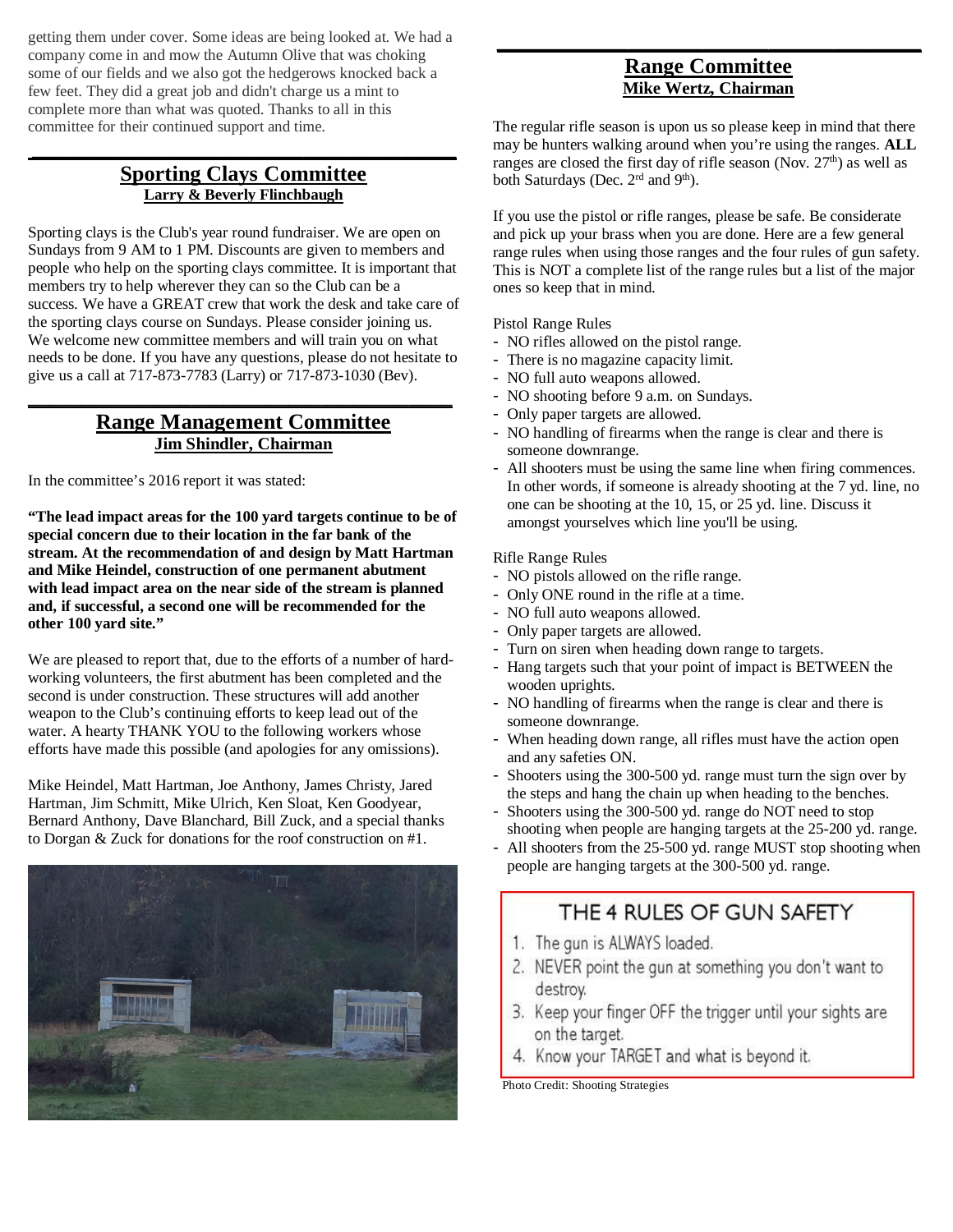getting them under cover. Some ideas are being looked at. We had a company come in and mow the Autumn Olive that was choking some of our fields and we also got the hedgerows knocked back a few feet. They did a great job and didn't charge us a mint to complete more than what was quoted. Thanks to all in this committee for their continued support and time.

## Sporting Clays Committee

**Larry & Beverly Flinchbaugh**

Sporting clays is the Club's year round fundraiser. We are open on Sundays from 9 AM to 1 PM. Discounts are given to members and people who help on the sporting clays committee. It is important that members try to help wherever they can so the Club can be a success. We have a GREAT crew that work the desk and take care of the sporting clays course on Sundays. Please consider joining us. We welcome new committee members and will train you on what needs to be done. If you have any questions, please do not hesitate to give us a call at 717-873-7783 (Larry) or 717-873-1030 (Bev).

## Range Management Committee

**Jim Shindler, Chairman**

In the committee's 2016 report it was stated:

**"The lead impact areas for the 100 yard targets continue to be of special concern due to their location in the far bank of the stream. At the recommendation of and design by Matt Hartman and Mike Heindel, construction of one permanent abutment with lead impact area on the near side of the stream is planned and, if successful, a second one will be recommended for the other 100 yard site."**

We are pleased to report that, due to the efforts of a number of hard-working volunteers, the first abutment has been completed and the second is under construction. These structures will add another weapon to the Club's continuing efforts to keep lead out of the water. A hearty THANK YOU to the following workers whose efforts have made this possible (and apologies for any omissions).

Mike Heindel, Matt Hartman, Joe Anthony, James Christy, Jared Hartman, Jim Schmitt, Mike Ulrich, Ken Sloat, Ken Goodyear, Bernard Anthony, Dave Blanchard, Bill Zuck, and a special thanks to Dorgan & Zuck for donations for the roof construction on #1.

## Range Committee

**Mike Wertz, Chairman**

The regular rifle season is upon us so please keep in mind that there may be hunters walking around when you're using the ranges. **ALL** ranges are closed the first day of rifle season (Nov. 27th) as well as both Saturdays (Dec. 2nd and 9th).

If you use the pistol or rifle ranges, please be safe. Be considerate and pick up your brass when you are done. Here are a few general range rules when using those ranges and the four rules of gun safety. This is NOT a complete list of the range rules but a list of the major ones so keep that in mind.

Pistol Range Rules

- NO rifles allowed on the pistol range.
- There is no magazine capacity limit.
- NO full auto weapons allowed.
- NO shooting before 9 a.m. on Sundays.
- Only paper targets are allowed.
- NO handling of firearms when the range is clear and there is someone downrange.
- All shooters must be using the same line when firing commences. In other words, if someone is already shooting at the 7 yd. line, no one can be shooting at the 10, 15, or 25 yd. line. Discuss it amongst yourselves which line you'll be using.

Rifle Range Rules

- NO pistols allowed on the rifle range.
- Only ONE round in the rifle at a time.
- NO full auto weapons allowed.
- Only paper targets are allowed.
- Turn on siren when heading down range to targets.
- Hang targets such that your point of impact is BETWEEN the wooden uprights.
- NO handling of firearms when the range is clear and there is someone downrange.
- When heading down range, all rifles must have the action open and any safeties ON.
- Shooters using the 300-500 yd. range must turn the sign over by the steps and hang the chain up when heading to the benches.
- Shooters using the 300-500 yd. range do NOT need to stop shooting when people are hanging targets at the 25-200 yd. range.
- All shooters from the 25-500 yd. range MUST stop shooting when people are hanging targets at the 300-500 yd. range.

### THE 4 RULES OF GUN SAFETY

1. The gun is ALWAYS loaded.
2. NEVER point the gun at something you don't want to destroy.
3. Keep your finger OFF the trigger until your sights are on the target.
4. Know your TARGET and what is beyond it.

Photo Credit: Shooting Strategies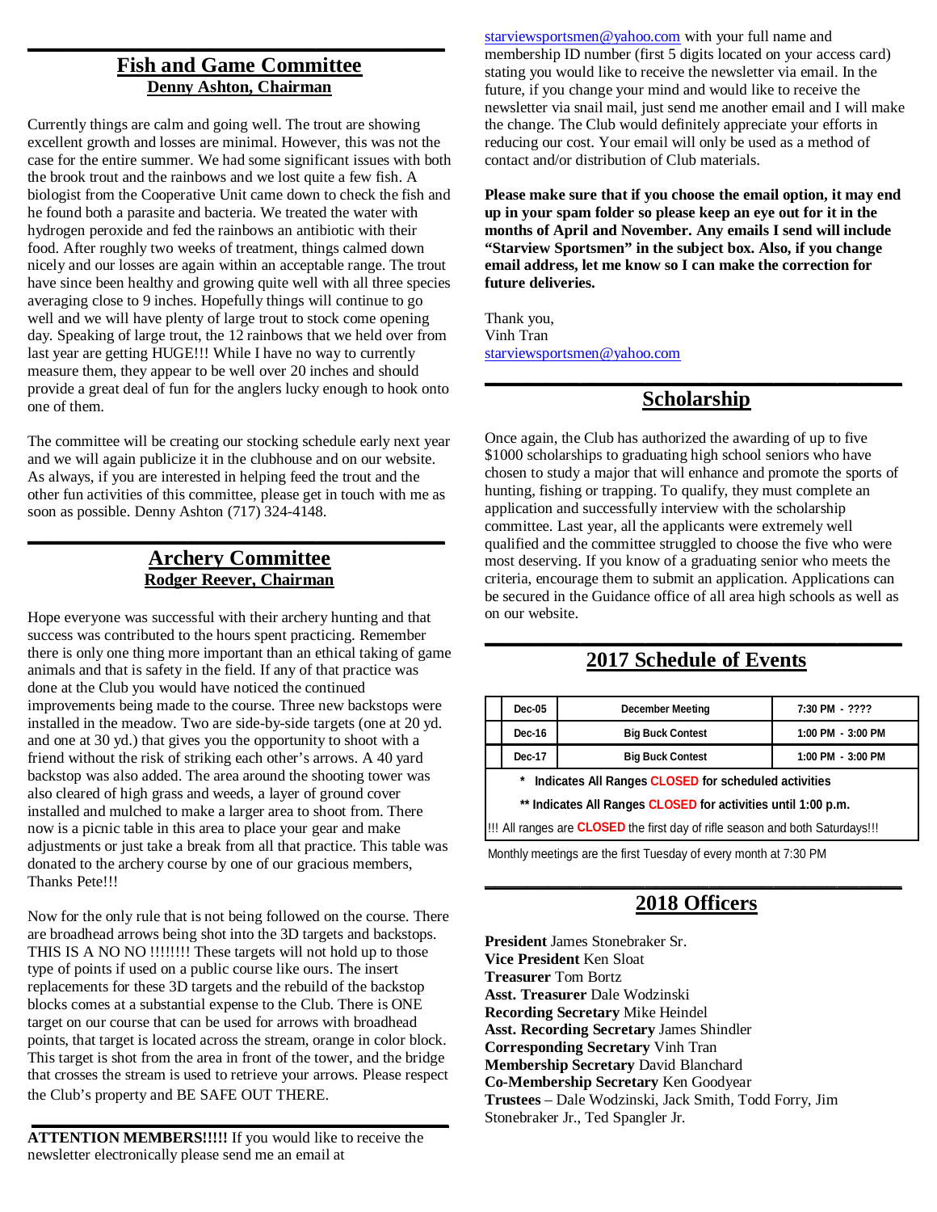## Fish and Game Committee

**Denny Ashton, Chairman**

Currently things are calm and going well. The trout are showing excellent growth and losses are minimal. However, this was not the case for the entire summer. We had some significant issues with both the brook trout and the rainbows and we lost quite a few fish. A biologist from the Cooperative Unit came down to check the fish and he found both a parasite and bacteria. We treated the water with hydrogen peroxide and fed the rainbows an antibiotic with their food. After roughly two weeks of treatment, things calmed down nicely and our losses are again within an acceptable range. The trout have since been healthy and growing quite well with all three species averaging close to 9 inches. Hopefully things will continue to go well and we will have plenty of large trout to stock come opening day. Speaking of large trout, the 12 rainbows that we held over from last year are getting HUGE!!! While I have no way to currently measure them, they appear to be well over 20 inches and should provide a great deal of fun for the anglers lucky enough to hook onto one of them.

The committee will be creating our stocking schedule early next year and we will again publicize it in the clubhouse and on our website. As always, if you are interested in helping feed the trout and the other fun activities of this committee, please get in touch with me as soon as possible. Denny Ashton (717) 324-4148.

## Archery Committee

**Rodger Reever, Chairman**

Hope everyone was successful with their archery hunting and that success was contributed to the hours spent practicing. Remember there is only one thing more important than an ethical taking of game animals and that is safety in the field. If any of that practice was done at the Club you would have noticed the continued improvements being made to the course. Three new backstops were installed in the meadow. Two are side-by-side targets (one at 20 yd. and one at 30 yd.) that gives you the opportunity to shoot with a friend without the risk of striking each other's arrows. A 40 yard backstop was also added. The area around the shooting tower was also cleared of high grass and weeds, a layer of ground cover installed and mulched to make a larger area to shoot from. There now is a picnic table in this area to place your gear and make adjustments or just take a break from all that practice. This table was donated to the archery course by one of our gracious members, Thanks Pete!!!

Now for the only rule that is not being followed on the course. There are broadhead arrows being shot into the 3D targets and backstops. THIS IS A NO NO !!!!!!!! These targets will not hold up to those type of points if used on a public course like ours. The insert replacements for these 3D targets and the rebuild of the backstop blocks comes at a substantial expense to the Club. There is ONE target on our course that can be used for arrows with broadhead points, that target is located across the stream, orange in color block. This target is shot from the area in front of the tower, and the bridge that crosses the stream is used to retrieve your arrows. Please respect the Club's property and BE SAFE OUT THERE.

**ATTENTION MEMBERS!!!!!** If you would like to receive the newsletter electronically please send me an email at starviewsportsmen@yahoo.com with your full name and membership ID number (first 5 digits located on your access card) stating you would like to receive the newsletter via email. In the future, if you change your mind and would like to receive the newsletter via snail mail, just send me another email and I will make the change. The Club would definitely appreciate your efforts in reducing our cost. Your email will only be used as a method of contact and/or distribution of Club materials.

**Please make sure that if you choose the email option, it may end up in your spam folder so please keep an eye out for it in the months of April and November. Any emails I send will include "Starview Sportsmen" in the subject box. Also, if you change email address, let me know so I can make the correction for future deliveries.**

Thank you,
Vinh Tran
starviewsportsmen@yahoo.com

## Scholarship

Once again, the Club has authorized the awarding of up to five $1000 scholarships to graduating high school seniors who have chosen to study a major that will enhance and promote the sports of hunting, fishing or trapping. To qualify, they must complete an application and successfully interview with the scholarship committee. Last year, all the applicants were extremely well qualified and the committee struggled to choose the five who were most deserving. If you know of a graduating senior who meets the criteria, encourage them to submit an application. Applications can be secured in the Guidance office of all area high schools as well as on our website.

## 2017 Schedule of Events

| | Date | Event | Time |
|---|---|---|---|
| | Dec-05 | December Meeting | 7:30 PM - ???? |
| | Dec-16 | Big Buck Contest | 1:00 PM - 3:00 PM |
| | Dec-17 | Big Buck Contest | 1:00 PM - 3:00 PM |

\* Indicates All Ranges **CLOSED** for scheduled activities

\*\* Indicates All Ranges **CLOSED** for activities until 1:00 p.m.

!!! All ranges are **CLOSED** the first day of rifle season and both Saturdays!!!

Monthly meetings are the first Tuesday of every month at 7:30 PM

## 2018 Officers

**President** James Stonebraker Sr.
**Vice President** Ken Sloat
**Treasurer** Tom Bortz
**Asst. Treasurer** Dale Wodzinski
**Recording Secretary** Mike Heindel
**Asst. Recording Secretary** James Shindler
**Corresponding Secretary** Vinh Tran
**Membership Secretary** David Blanchard
**Co-Membership Secretary** Ken Goodyear
**Trustees** – Dale Wodzinski, Jack Smith, Todd Forry, Jim Stonebraker Jr., Ted Spangler Jr.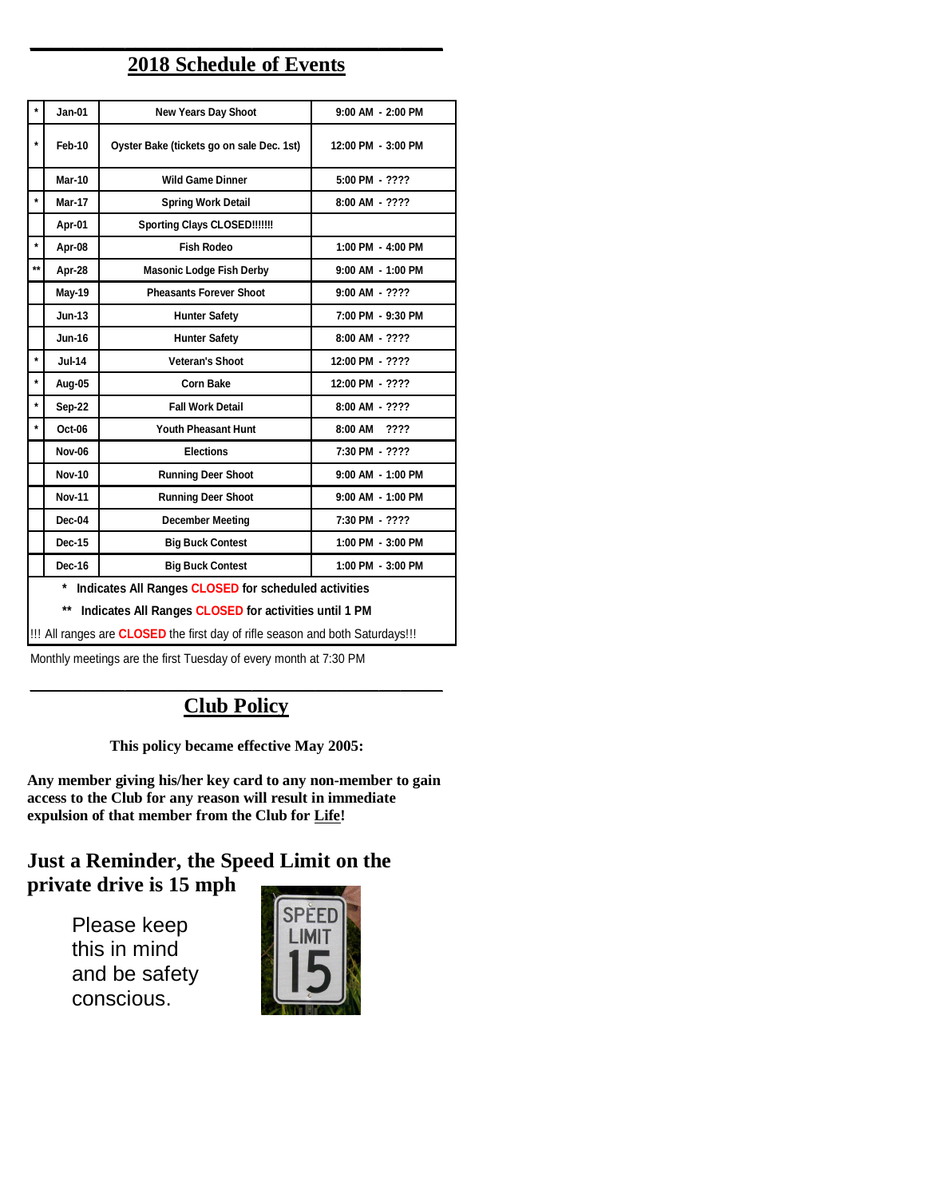## 2018 Schedule of Events

| | | | |
|---|---|---|---|
| * | Jan-01 | New Years Day Shoot | 9:00 AM - 2:00 PM |
| * | Feb-10 | Oyster Bake (tickets go on sale Dec. 1st) | 12:00 PM - 3:00 PM |
| | Mar-10 | Wild Game Dinner | 5:00 PM - ???? |
| * | Mar-17 | Spring Work Detail | 8:00 AM - ???? |
| | Apr-01 | Sporting Clays CLOSED!!!!!!! | |
| * | Apr-08 | Fish Rodeo | 1:00 PM - 4:00 PM |
| ** | Apr-28 | Masonic Lodge Fish Derby | 9:00 AM - 1:00 PM |
| | May-19 | Pheasants Forever Shoot | 9:00 AM - ???? |
| | Jun-13 | Hunter Safety | 7:00 PM - 9:30 PM |
| | Jun-16 | Hunter Safety | 8:00 AM - ???? |
| * | Jul-14 | Veteran's Shoot | 12:00 PM - ???? |
| * | Aug-05 | Corn Bake | 12:00 PM - ???? |
| * | Sep-22 | Fall Work Detail | 8:00 AM - ???? |
| * | Oct-06 | Youth Pheasant Hunt | 8:00 AM ???? |
| | Nov-06 | Elections | 7:30 PM - ???? |
| | Nov-10 | Running Deer Shoot | 9:00 AM - 1:00 PM |
| | Nov-11 | Running Deer Shoot | 9:00 AM - 1:00 PM |
| | Dec-04 | December Meeting | 7:30 PM - ???? |
| | Dec-15 | Big Buck Contest | 1:00 PM - 3:00 PM |
| | Dec-16 | Big Buck Contest | 1:00 PM - 3:00 PM |

**\* Indicates All Ranges CLOSED for scheduled activities**

**\*\* Indicates All Ranges CLOSED for activities until 1 PM**

!!! All ranges are **CLOSED** the first day of rifle season and both Saturdays!!!

Monthly meetings are the first Tuesday of every month at 7:30 PM

## Club Policy

**This policy became effective May 2005:**

**Any member giving his/her key card to any non-member to gain access to the Club for any reason will result in immediate expulsion of that member from the Club for Life!**

## Just a Reminder, the Speed Limit on the private drive is 15 mph

Please keep this in mind and be safety conscious.